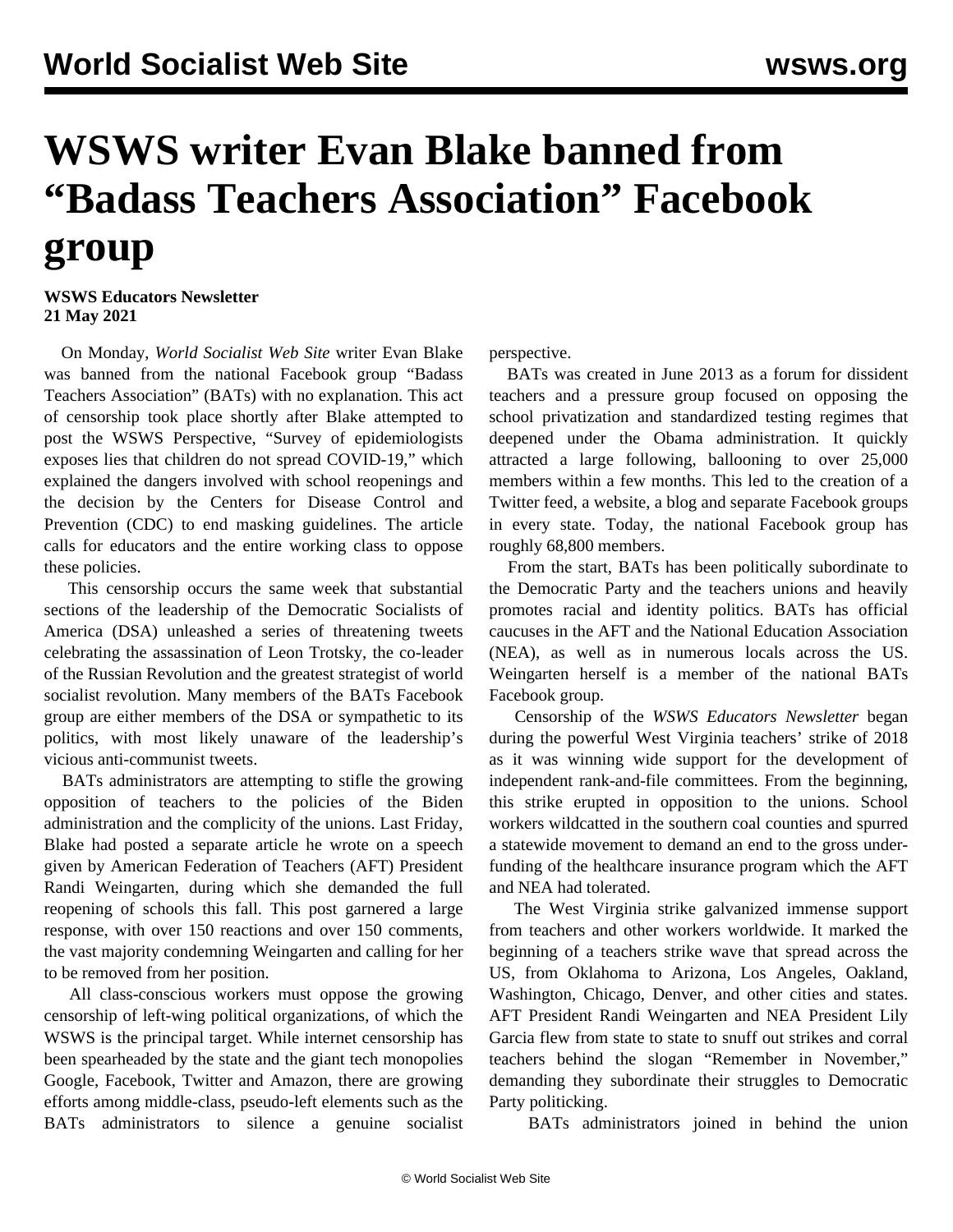# WSWS writer Evan Blake banned from "Badass Teachers Association" Facebook group

**WSWS Educators Newsletter**
**21 May 2021**

On Monday, *World Socialist Web Site* writer Evan Blake was banned from the national Facebook group "Badass Teachers Association" (BATs) with no explanation. This act of censorship took place shortly after Blake attempted to post the WSWS Perspective, "Survey of epidemiologists exposes lies that children do not spread COVID-19," which explained the dangers involved with school reopenings and the decision by the Centers for Disease Control and Prevention (CDC) to end masking guidelines. The article calls for educators and the entire working class to oppose these policies.

This censorship occurs the same week that substantial sections of the leadership of the Democratic Socialists of America (DSA) unleashed a series of threatening tweets celebrating the assassination of Leon Trotsky, the co-leader of the Russian Revolution and the greatest strategist of world socialist revolution. Many members of the BATs Facebook group are either members of the DSA or sympathetic to its politics, with most likely unaware of the leadership's vicious anti-communist tweets.

BATs administrators are attempting to stifle the growing opposition of teachers to the policies of the Biden administration and the complicity of the unions. Last Friday, Blake had posted a separate article he wrote on a speech given by American Federation of Teachers (AFT) President Randi Weingarten, during which she demanded the full reopening of schools this fall. This post garnered a large response, with over 150 reactions and over 150 comments, the vast majority condemning Weingarten and calling for her to be removed from her position.

All class-conscious workers must oppose the growing censorship of left-wing political organizations, of which the WSWS is the principal target. While internet censorship has been spearheaded by the state and the giant tech monopolies Google, Facebook, Twitter and Amazon, there are growing efforts among middle-class, pseudo-left elements such as the BATs administrators to silence a genuine socialist perspective.

BATs was created in June 2013 as a forum for dissident teachers and a pressure group focused on opposing the school privatization and standardized testing regimes that deepened under the Obama administration. It quickly attracted a large following, ballooning to over 25,000 members within a few months. This led to the creation of a Twitter feed, a website, a blog and separate Facebook groups in every state. Today, the national Facebook group has roughly 68,800 members.

From the start, BATs has been politically subordinate to the Democratic Party and the teachers unions and heavily promotes racial and identity politics. BATs has official caucuses in the AFT and the National Education Association (NEA), as well as in numerous locals across the US. Weingarten herself is a member of the national BATs Facebook group.

Censorship of the *WSWS Educators Newsletter* began during the powerful West Virginia teachers' strike of 2018 as it was winning wide support for the development of independent rank-and-file committees. From the beginning, this strike erupted in opposition to the unions. School workers wildcatted in the southern coal counties and spurred a statewide movement to demand an end to the gross under-funding of the healthcare insurance program which the AFT and NEA had tolerated.

The West Virginia strike galvanized immense support from teachers and other workers worldwide. It marked the beginning of a teachers strike wave that spread across the US, from Oklahoma to Arizona, Los Angeles, Oakland, Washington, Chicago, Denver, and other cities and states. AFT President Randi Weingarten and NEA President Lily Garcia flew from state to state to snuff out strikes and corral teachers behind the slogan "Remember in November," demanding they subordinate their struggles to Democratic Party politicking.

BATs administrators joined in behind the union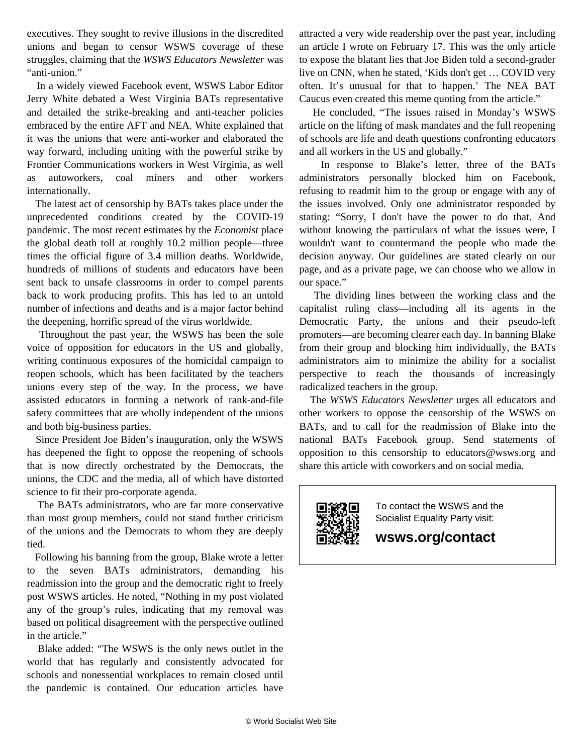executives. They sought to revive illusions in the discredited unions and began to censor WSWS coverage of these struggles, claiming that the *WSWS Educators Newsletter* was "anti-union."

In a widely viewed Facebook event, WSWS Labor Editor Jerry White debated a West Virginia BATs representative and detailed the strike-breaking and anti-teacher policies embraced by the entire AFT and NEA. White explained that it was the unions that were anti-worker and elaborated the way forward, including uniting with the powerful strike by Frontier Communications workers in West Virginia, as well as autoworkers, coal miners and other workers internationally.

The latest act of censorship by BATs takes place under the unprecedented conditions created by the COVID-19 pandemic. The most recent estimates by the *Economist* place the global death toll at roughly 10.2 million people—three times the official figure of 3.4 million deaths. Worldwide, hundreds of millions of students and educators have been sent back to unsafe classrooms in order to compel parents back to work producing profits. This has led to an untold number of infections and deaths and is a major factor behind the deepening, horrific spread of the virus worldwide.

Throughout the past year, the WSWS has been the sole voice of opposition for educators in the US and globally, writing continuous exposures of the homicidal campaign to reopen schools, which has been facilitated by the teachers unions every step of the way. In the process, we have assisted educators in forming a network of rank-and-file safety committees that are wholly independent of the unions and both big-business parties.

Since President Joe Biden's inauguration, only the WSWS has deepened the fight to oppose the reopening of schools that is now directly orchestrated by the Democrats, the unions, the CDC and the media, all of which have distorted science to fit their pro-corporate agenda.

The BATs administrators, who are far more conservative than most group members, could not stand further criticism of the unions and the Democrats to whom they are deeply tied.

Following his banning from the group, Blake wrote a letter to the seven BATs administrators, demanding his readmission into the group and the democratic right to freely post WSWS articles. He noted, "Nothing in my post violated any of the group's rules, indicating that my removal was based on political disagreement with the perspective outlined in the article."

Blake added: "The WSWS is the only news outlet in the world that has regularly and consistently advocated for schools and nonessential workplaces to remain closed until the pandemic is contained. Our education articles have attracted a very wide readership over the past year, including an article I wrote on February 17. This was the only article to expose the blatant lies that Joe Biden told a second-grader live on CNN, when he stated, 'Kids don't get … COVID very often. It's unusual for that to happen.' The NEA BAT Caucus even created this meme quoting from the article."

He concluded, "The issues raised in Monday's WSWS article on the lifting of mask mandates and the full reopening of schools are life and death questions confronting educators and all workers in the US and globally."

In response to Blake's letter, three of the BATs administrators personally blocked him on Facebook, refusing to readmit him to the group or engage with any of the issues involved. Only one administrator responded by stating: "Sorry, I don't have the power to do that. And without knowing the particulars of what the issues were, I wouldn't want to countermand the people who made the decision anyway. Our guidelines are stated clearly on our page, and as a private page, we can choose who we allow in our space."

The dividing lines between the working class and the capitalist ruling class—including all its agents in the Democratic Party, the unions and their pseudo-left promoters—are becoming clearer each day. In banning Blake from their group and blocking him individually, the BATs administrators aim to minimize the ability for a socialist perspective to reach the thousands of increasingly radicalized teachers in the group.

The *WSWS Educators Newsletter* urges all educators and other workers to oppose the censorship of the WSWS on BATs, and to call for the readmission of Blake into the national BATs Facebook group. Send statements of opposition to this censorship to educators@wsws.org and share this article with coworkers and on social media.

To contact the WSWS and the Socialist Equality Party visit:

**wsws.org/contact**